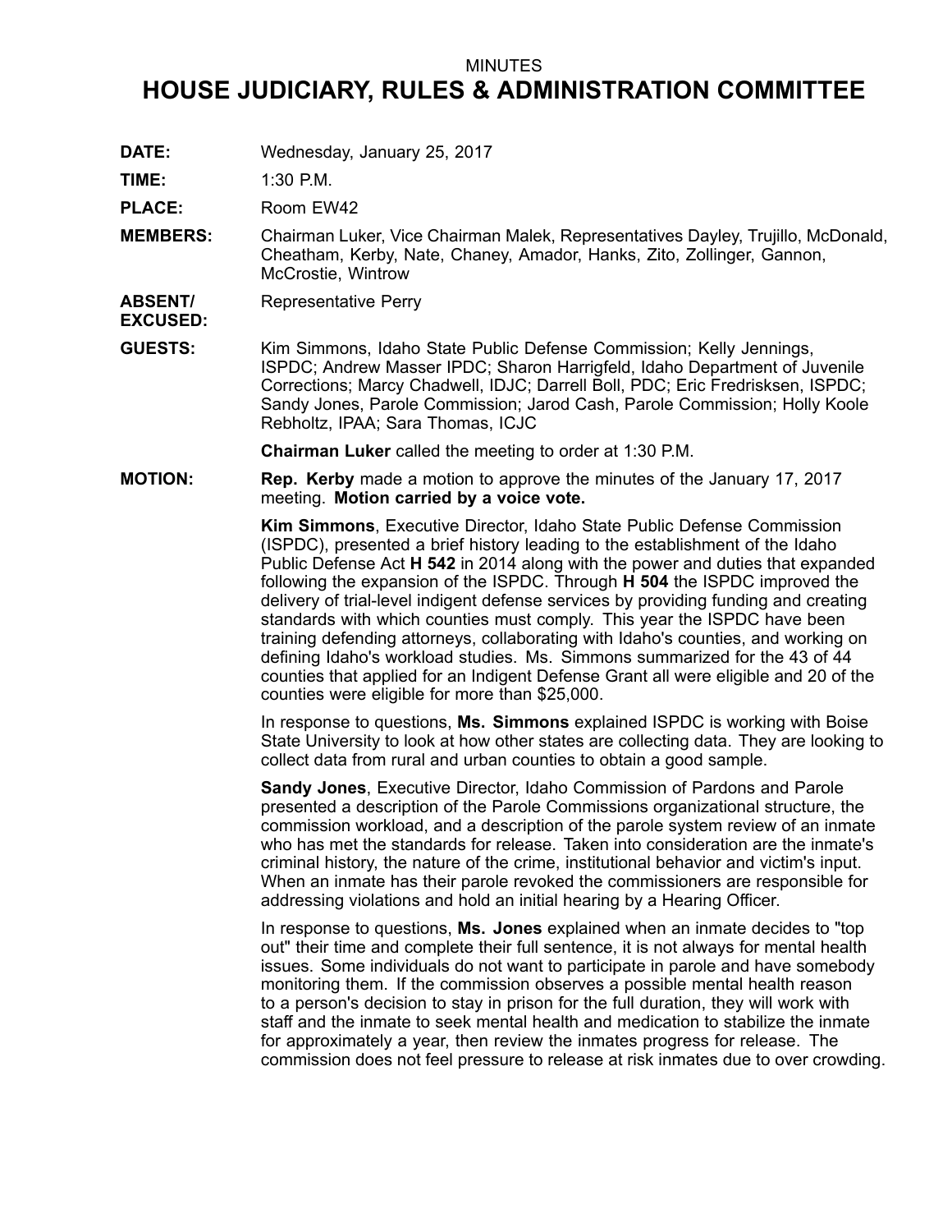MINUTES

# HOUSE JUDICIARY, RULES & ADMINISTRATION COMMITTEE

**DATE:** Wednesday, January 25, 2017

**TIME:** 1:30 P.M.

**PLACE:** Room EW42

**MEMBERS:** Chairman Luker, Vice Chairman Malek, Representatives Dayley, Trujillo, McDonald, Cheatham, Kerby, Nate, Chaney, Amador, Hanks, Zito, Zollinger, Gannon, McCrostie, Wintrow

**ABSENT/ EXCUSED:** Representative Perry

**GUESTS:** Kim Simmons, Idaho State Public Defense Commission; Kelly Jennings, ISPDC; Andrew Masser IPDC; Sharon Harrigfeld, Idaho Department of Juvenile Corrections; Marcy Chadwell, IDJC; Darrell Boll, PDC; Eric Fredrisksen, ISPDC; Sandy Jones, Parole Commission; Jarod Cash, Parole Commission; Holly Koole Rebholtz, IPAA; Sara Thomas, ICJC

**Chairman Luker** called the meeting to order at 1:30 P.M.

**MOTION:** **Rep. Kerby** made a motion to approve the minutes of the January 17, 2017 meeting. **Motion carried by a voice vote.**

**Kim Simmons**, Executive Director, Idaho State Public Defense Commission (ISPDC), presented a brief history leading to the establishment of the Idaho Public Defense Act **H 542** in 2014 along with the power and duties that expanded following the expansion of the ISPDC. Through **H 504** the ISPDC improved the delivery of trial-level indigent defense services by providing funding and creating standards with which counties must comply. This year the ISPDC have been training defending attorneys, collaborating with Idaho's counties, and working on defining Idaho's workload studies. Ms. Simmons summarized for the 43 of 44 counties that applied for an Indigent Defense Grant all were eligible and 20 of the counties were eligible for more than $25,000.

In response to questions, **Ms. Simmons** explained ISPDC is working with Boise State University to look at how other states are collecting data. They are looking to collect data from rural and urban counties to obtain a good sample.

**Sandy Jones**, Executive Director, Idaho Commission of Pardons and Parole presented a description of the Parole Commissions organizational structure, the commission workload, and a description of the parole system review of an inmate who has met the standards for release. Taken into consideration are the inmate's criminal history, the nature of the crime, institutional behavior and victim's input. When an inmate has their parole revoked the commissioners are responsible for addressing violations and hold an initial hearing by a Hearing Officer.

In response to questions, **Ms. Jones** explained when an inmate decides to "top out" their time and complete their full sentence, it is not always for mental health issues. Some individuals do not want to participate in parole and have somebody monitoring them. If the commission observes a possible mental health reason to a person's decision to stay in prison for the full duration, they will work with staff and the inmate to seek mental health and medication to stabilize the inmate for approximately a year, then review the inmates progress for release. The commission does not feel pressure to release at risk inmates due to over crowding.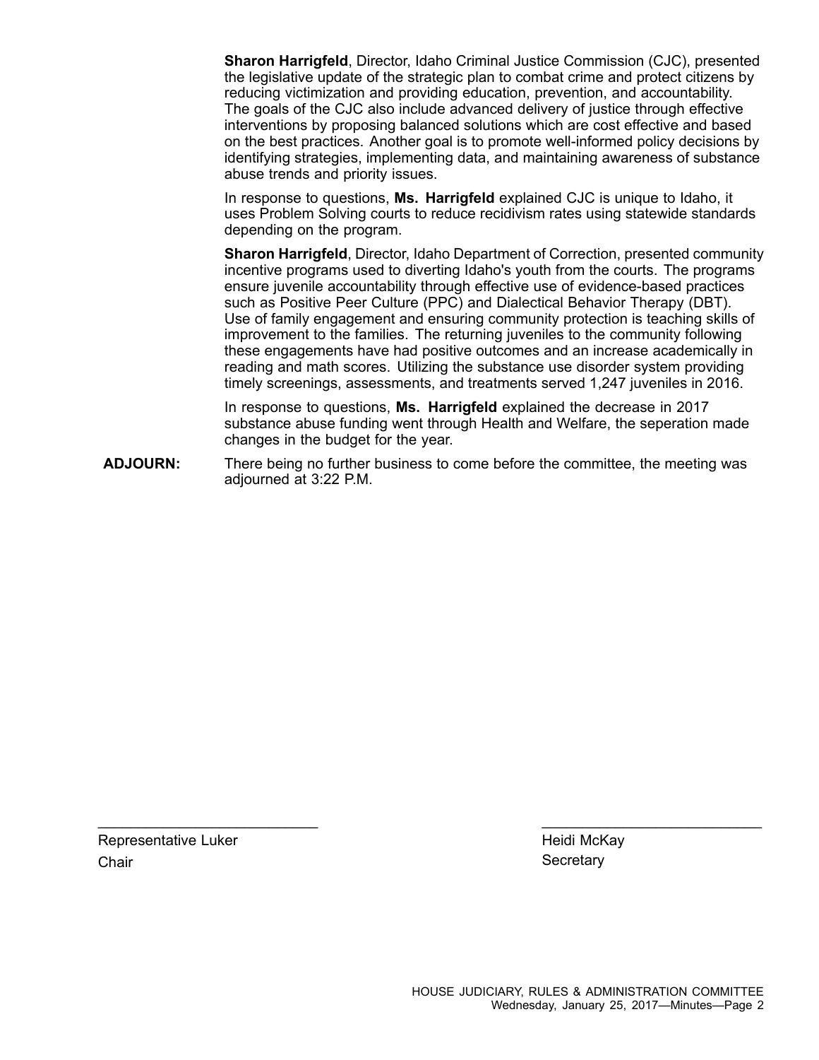**Sharon Harrigfeld**, Director, Idaho Criminal Justice Commission (CJC), presented the legislative update of the strategic plan to combat crime and protect citizens by reducing victimization and providing education, prevention, and accountability. The goals of the CJC also include advanced delivery of justice through effective interventions by proposing balanced solutions which are cost effective and based on the best practices. Another goal is to promote well-informed policy decisions by identifying strategies, implementing data, and maintaining awareness of substance abuse trends and priority issues.

In response to questions, **Ms. Harrigfeld** explained CJC is unique to Idaho, it uses Problem Solving courts to reduce recidivism rates using statewide standards depending on the program.

**Sharon Harrigfeld**, Director, Idaho Department of Correction, presented community incentive programs used to diverting Idaho's youth from the courts. The programs ensure juvenile accountability through effective use of evidence-based practices such as Positive Peer Culture (PPC) and Dialectical Behavior Therapy (DBT). Use of family engagement and ensuring community protection is teaching skills of improvement to the families. The returning juveniles to the community following these engagements have had positive outcomes and an increase academically in reading and math scores. Utilizing the substance use disorder system providing timely screenings, assessments, and treatments served 1,247 juveniles in 2016.

In response to questions, **Ms. Harrigfeld** explained the decrease in 2017 substance abuse funding went through Health and Welfare, the seperation made changes in the budget for the year.

**ADJOURN:** There being no further business to come before the committee, the meeting was adjourned at 3:22 P.M.

___________________________
Representative Luker
Chair

___________________________
Heidi McKay
Secretary